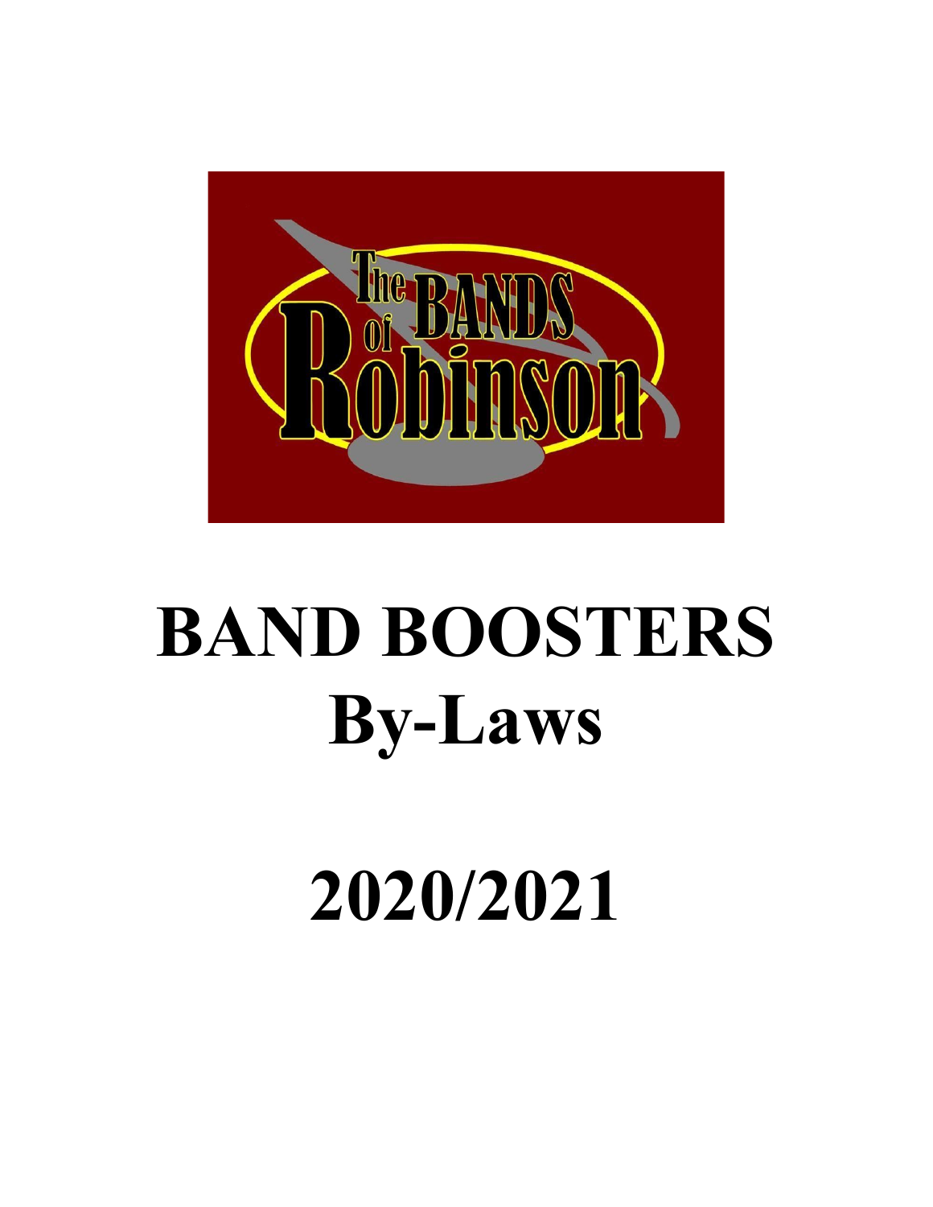# BAND BOOSTERS
# By-Laws

# 2020/2021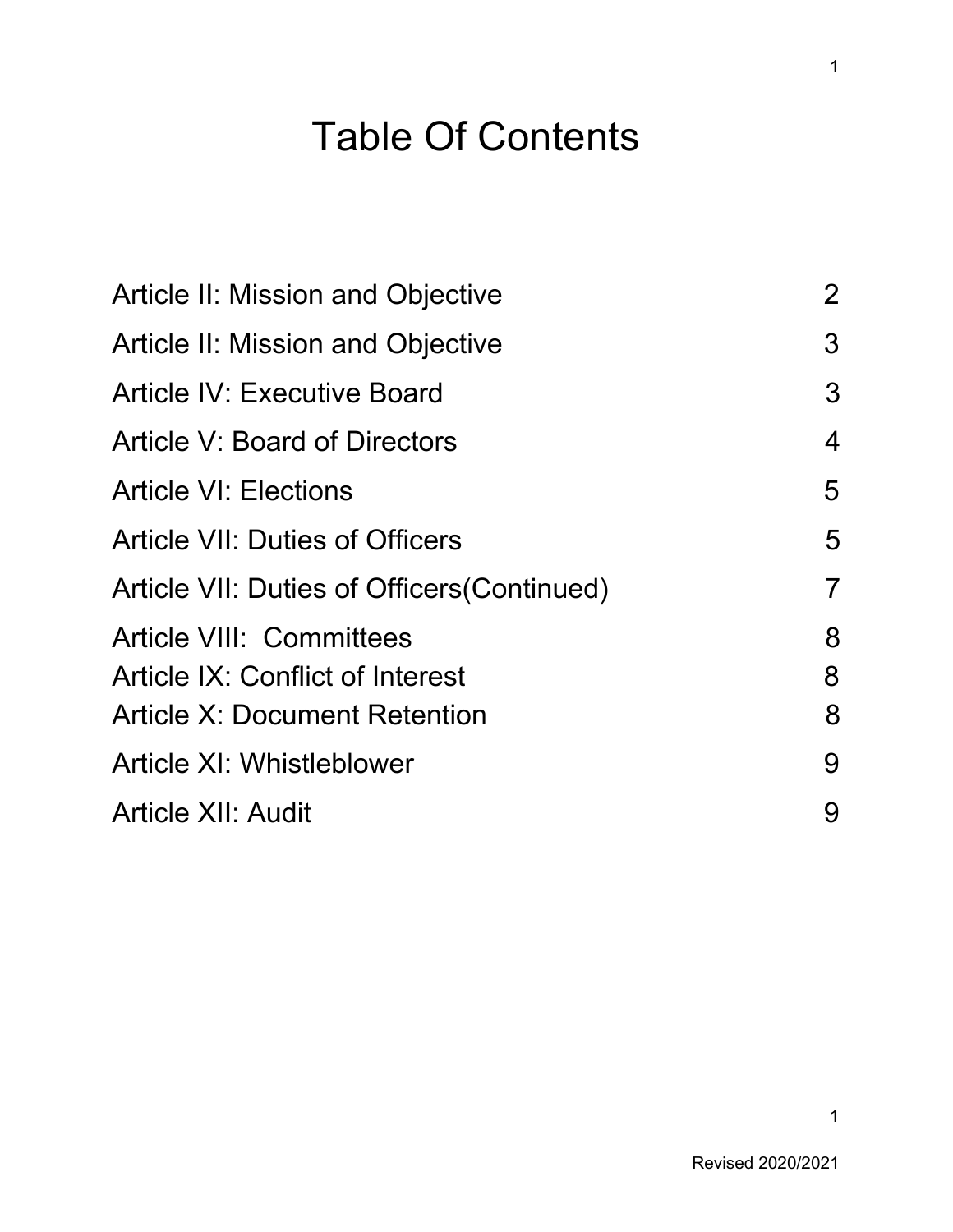# Table Of Contents

| | |
|---|---|
| Article II: Mission and Objective | 2 |
| Article II: Mission and Objective | 3 |
| Article IV: Executive Board | 3 |
| Article V: Board of Directors | 4 |
| Article VI: Elections | 5 |
| Article VII: Duties of Officers | 5 |
| Article VII: Duties of Officers(Continued) | 7 |
| Article VIII: Committees | 8 |
| Article IX: Conflict of Interest | 8 |
| Article X: Document Retention | 8 |
| Article XI: Whistleblower | 9 |
| Article XII: Audit | 9 |

Revised 2020/2021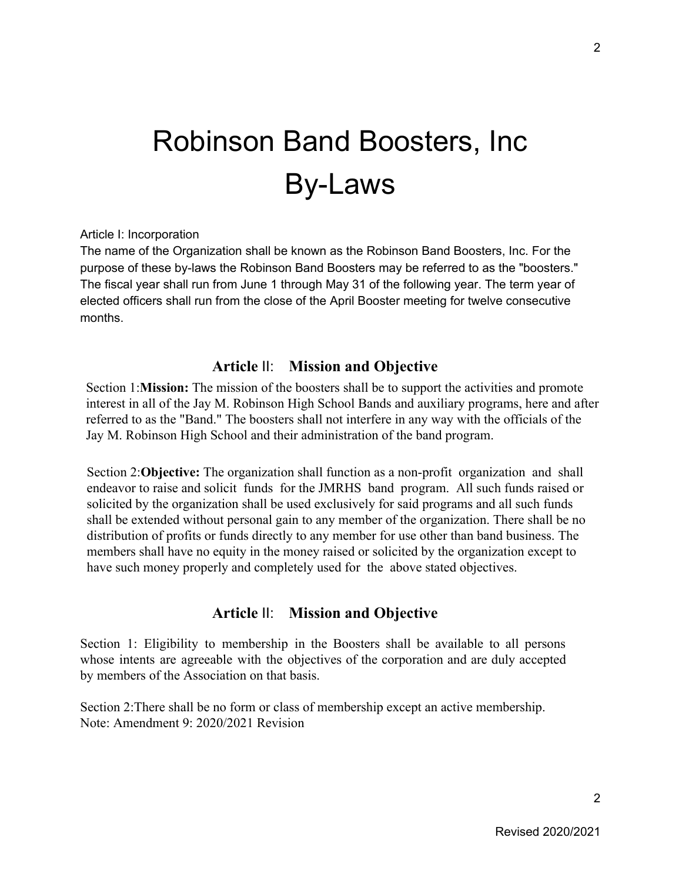# Robinson Band Boosters, Inc
# By-Laws

Article I: Incorporation

The name of the Organization shall be known as the Robinson Band Boosters, Inc. For the purpose of these by-laws the Robinson Band Boosters may be referred to as the "boosters." The fiscal year shall run from June 1 through May 31 of the following year. The term year of elected officers shall run from the close of the April Booster meeting for twelve consecutive months.

## Article II: Mission and Objective

Section 1: **Mission:** The mission of the boosters shall be to support the activities and promote interest in all of the Jay M. Robinson High School Bands and auxiliary programs, here and after referred to as the "Band." The boosters shall not interfere in any way with the officials of the Jay M. Robinson High School and their administration of the band program.

Section 2: **Objective:** The organization shall function as a non-profit organization and shall endeavor to raise and solicit funds for the JMRHS band program. All such funds raised or solicited by the organization shall be used exclusively for said programs and all such funds shall be extended without personal gain to any member of the organization. There shall be no distribution of profits or funds directly to any member for use other than band business. The members shall have no equity in the money raised or solicited by the organization except to have such money properly and completely used for the above stated objectives.

## Article II: Mission and Objective

Section 1: Eligibility to membership in the Boosters shall be available to all persons whose intents are agreeable with the objectives of the corporation and are duly accepted by members of the Association on that basis.

Section 2: There shall be no form or class of membership except an active membership.
Note: Amendment 9: 2020/2021 Revision

Revised 2020/2021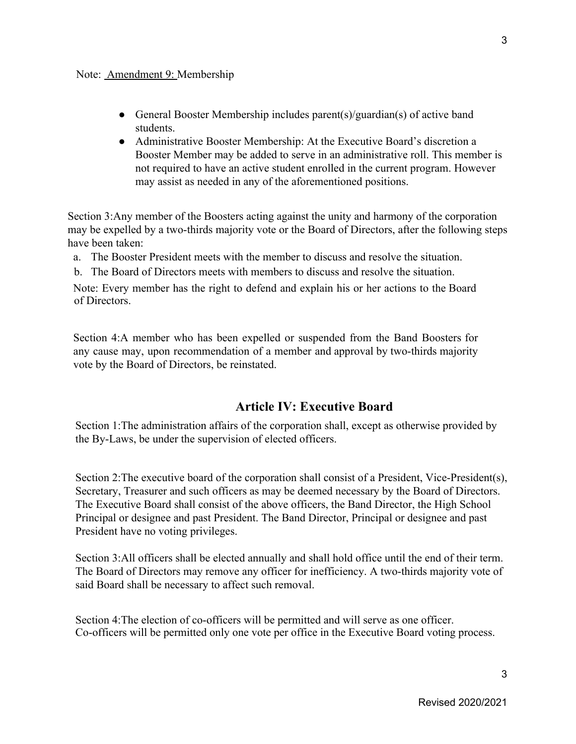Note: Amendment 9: Membership

- General Booster Membership includes parent(s)/guardian(s) of active band students.
- Administrative Booster Membership: At the Executive Board's discretion a Booster Member may be added to serve in an administrative roll. This member is not required to have an active student enrolled in the current program. However may assist as needed in any of the aforementioned positions.

Section 3:Any member of the Boosters acting against the unity and harmony of the corporation may be expelled by a two-thirds majority vote or the Board of Directors, after the following steps have been taken:

a. The Booster President meets with the member to discuss and resolve the situation.
b. The Board of Directors meets with members to discuss and resolve the situation.

Note: Every member has the right to defend and explain his or her actions to the Board of Directors.

Section 4:A member who has been expelled or suspended from the Band Boosters for any cause may, upon recommendation of a member and approval by two-thirds majority vote by the Board of Directors, be reinstated.

## Article IV: Executive Board

Section 1:The administration affairs of the corporation shall, except as otherwise provided by the By-Laws, be under the supervision of elected officers.

Section 2:The executive board of the corporation shall consist of a President, Vice-President(s), Secretary, Treasurer and such officers as may be deemed necessary by the Board of Directors. The Executive Board shall consist of the above officers, the Band Director, the High School Principal or designee and past President. The Band Director, Principal or designee and past President have no voting privileges.

Section 3:All officers shall be elected annually and shall hold office until the end of their term. The Board of Directors may remove any officer for inefficiency. A two-thirds majority vote of said Board shall be necessary to affect such removal.

Section 4:The election of co-officers will be permitted and will serve as one officer. Co-officers will be permitted only one vote per office in the Executive Board voting process.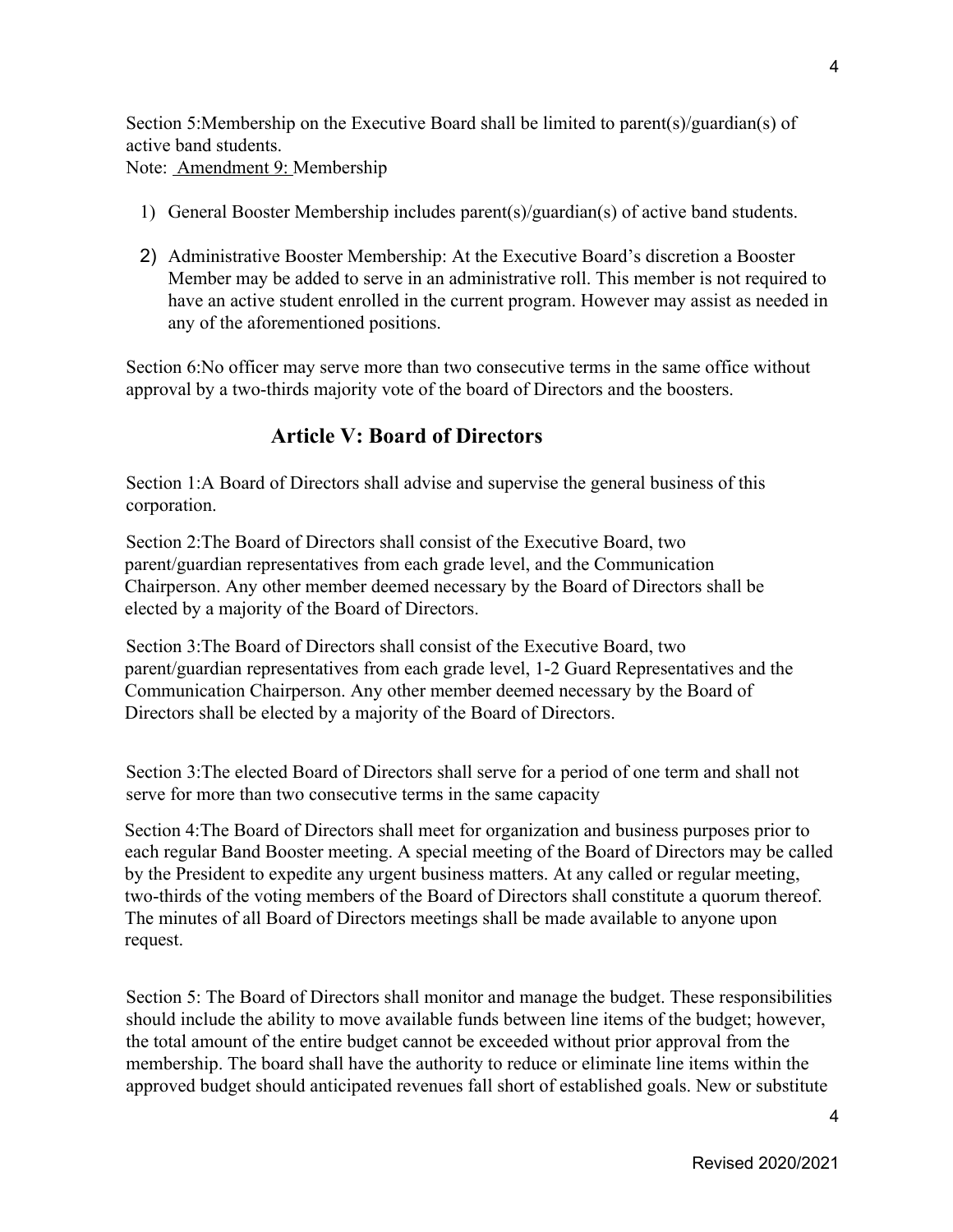Section 5:Membership on the Executive Board shall be limited to parent(s)/guardian(s) of active band students.

Note: Amendment 9: Membership

1) General Booster Membership includes parent(s)/guardian(s) of active band students.
2) Administrative Booster Membership: At the Executive Board's discretion a Booster Member may be added to serve in an administrative roll. This member is not required to have an active student enrolled in the current program. However may assist as needed in any of the aforementioned positions.

Section 6:No officer may serve more than two consecutive terms in the same office without approval by a two-thirds majority vote of the board of Directors and the boosters.

## Article V: Board of Directors

Section 1:A Board of Directors shall advise and supervise the general business of this corporation.

Section 2:The Board of Directors shall consist of the Executive Board, two parent/guardian representatives from each grade level, and the Communication Chairperson. Any other member deemed necessary by the Board of Directors shall be elected by a majority of the Board of Directors.

Section 3:The Board of Directors shall consist of the Executive Board, two parent/guardian representatives from each grade level, 1-2 Guard Representatives and the Communication Chairperson. Any other member deemed necessary by the Board of Directors shall be elected by a majority of the Board of Directors.

Section 3:The elected Board of Directors shall serve for a period of one term and shall not serve for more than two consecutive terms in the same capacity

Section 4:The Board of Directors shall meet for organization and business purposes prior to each regular Band Booster meeting. A special meeting of the Board of Directors may be called by the President to expedite any urgent business matters. At any called or regular meeting, two-thirds of the voting members of the Board of Directors shall constitute a quorum thereof. The minutes of all Board of Directors meetings shall be made available to anyone upon request.

Section 5: The Board of Directors shall monitor and manage the budget. These responsibilities should include the ability to move available funds between line items of the budget; however, the total amount of the entire budget cannot be exceeded without prior approval from the membership. The board shall have the authority to reduce or eliminate line items within the approved budget should anticipated revenues fall short of established goals. New or substitute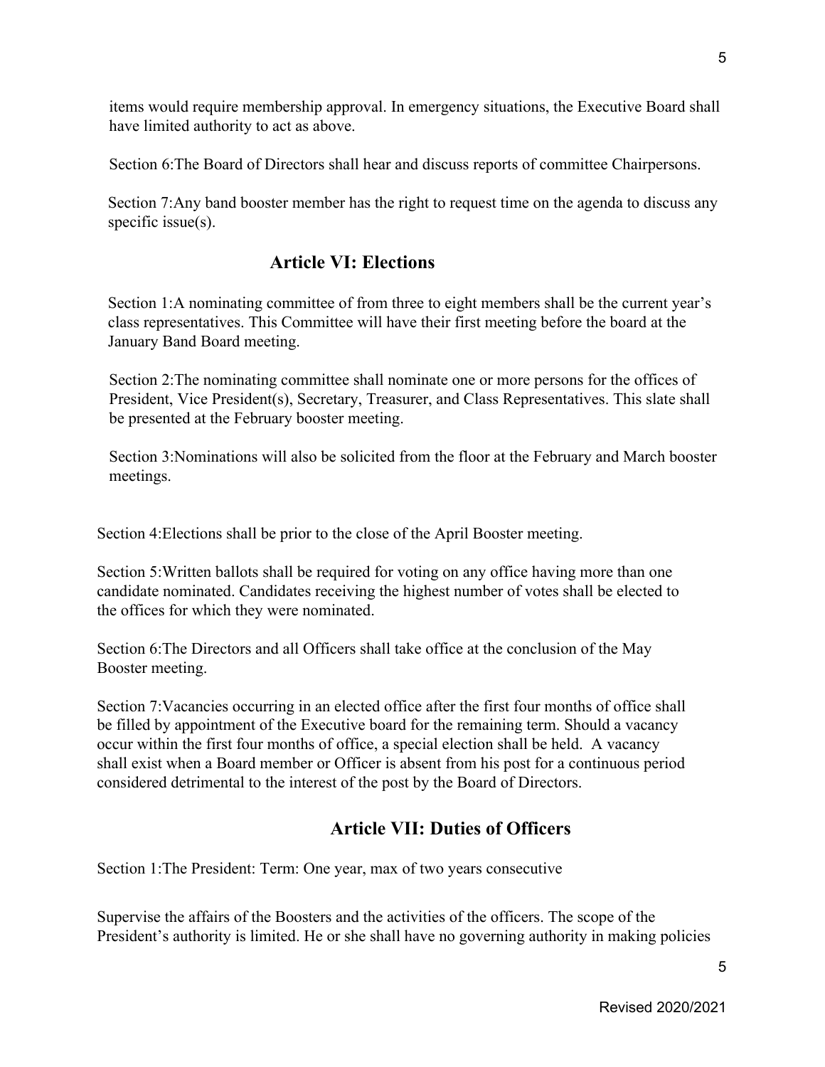items would require membership approval. In emergency situations, the Executive Board shall have limited authority to act as above.

Section 6:The Board of Directors shall hear and discuss reports of committee Chairpersons.

Section 7:Any band booster member has the right to request time on the agenda to discuss any specific issue(s).

## Article VI: Elections

Section 1:A nominating committee of from three to eight members shall be the current year's class representatives. This Committee will have their first meeting before the board at the January Band Board meeting.

Section 2:The nominating committee shall nominate one or more persons for the offices of President, Vice President(s), Secretary, Treasurer, and Class Representatives. This slate shall be presented at the February booster meeting.

Section 3:Nominations will also be solicited from the floor at the February and March booster meetings.

Section 4:Elections shall be prior to the close of the April Booster meeting.

Section 5:Written ballots shall be required for voting on any office having more than one candidate nominated. Candidates receiving the highest number of votes shall be elected to the offices for which they were nominated.

Section 6:The Directors and all Officers shall take office at the conclusion of the May Booster meeting.

Section 7:Vacancies occurring in an elected office after the first four months of office shall be filled by appointment of the Executive board for the remaining term. Should a vacancy occur within the first four months of office, a special election shall be held. A vacancy shall exist when a Board member or Officer is absent from his post for a continuous period considered detrimental to the interest of the post by the Board of Directors.

## Article VII: Duties of Officers

Section 1:The President: Term: One year, max of two years consecutive

Supervise the affairs of the Boosters and the activities of the officers. The scope of the President's authority is limited. He or she shall have no governing authority in making policies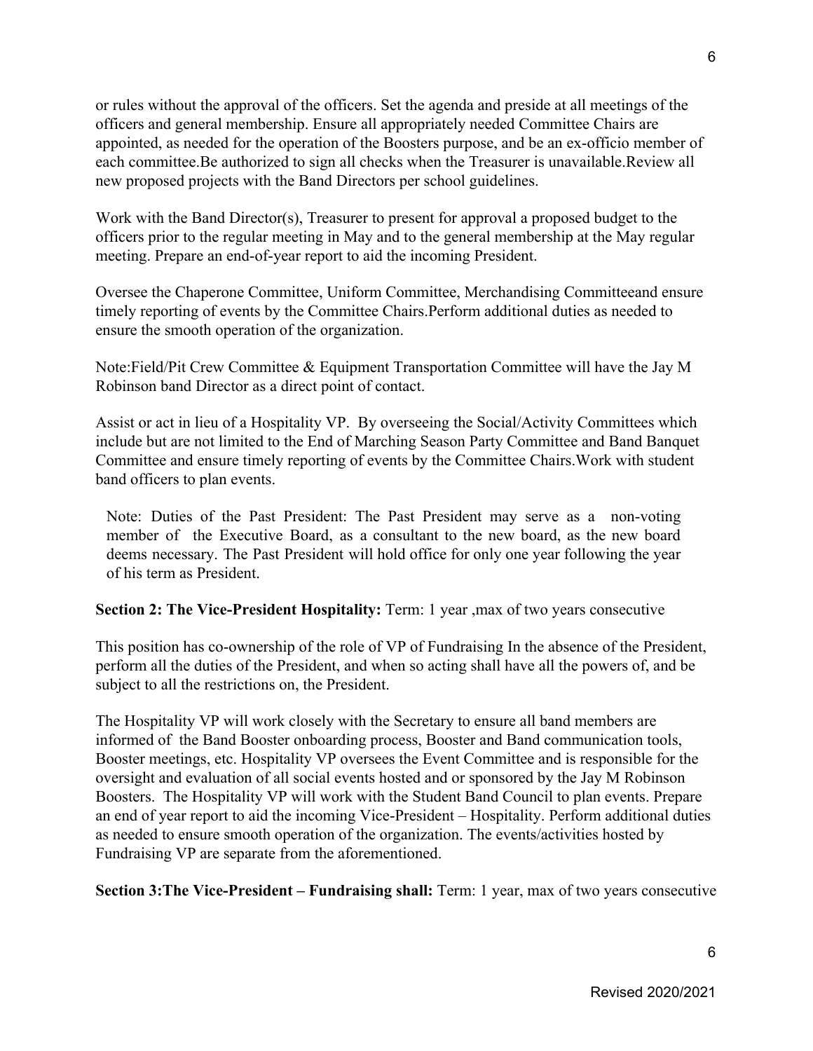or rules without the approval of the officers. Set the agenda and preside at all meetings of the officers and general membership. Ensure all appropriately needed Committee Chairs are appointed, as needed for the operation of the Boosters purpose, and be an ex-officio member of each committee.Be authorized to sign all checks when the Treasurer is unavailable.Review all new proposed projects with the Band Directors per school guidelines.

Work with the Band Director(s), Treasurer to present for approval a proposed budget to the officers prior to the regular meeting in May and to the general membership at the May regular meeting. Prepare an end-of-year report to aid the incoming President.

Oversee the Chaperone Committee, Uniform Committee, Merchandising Committeeand ensure timely reporting of events by the Committee Chairs.Perform additional duties as needed to ensure the smooth operation of the organization.

Note:Field/Pit Crew Committee & Equipment Transportation Committee will have the Jay M Robinson band Director as a direct point of contact.

Assist or act in lieu of a Hospitality VP. By overseeing the Social/Activity Committees which include but are not limited to the End of Marching Season Party Committee and Band Banquet Committee and ensure timely reporting of events by the Committee Chairs.Work with student band officers to plan events.

> Note: Duties of the Past President: The Past President may serve as a non-voting member of the Executive Board, as a consultant to the new board, as the new board deems necessary. The Past President will hold office for only one year following the year of his term as President.

**Section 2: The Vice-President Hospitality:** Term: 1 year ,max of two years consecutive

This position has co-ownership of the role of VP of Fundraising In the absence of the President, perform all the duties of the President, and when so acting shall have all the powers of, and be subject to all the restrictions on, the President.

The Hospitality VP will work closely with the Secretary to ensure all band members are informed of the Band Booster onboarding process, Booster and Band communication tools, Booster meetings, etc. Hospitality VP oversees the Event Committee and is responsible for the oversight and evaluation of all social events hosted and or sponsored by the Jay M Robinson Boosters. The Hospitality VP will work with the Student Band Council to plan events. Prepare an end of year report to aid the incoming Vice-President – Hospitality. Perform additional duties as needed to ensure smooth operation of the organization. The events/activities hosted by Fundraising VP are separate from the aforementioned.

**Section 3:The Vice-President – Fundraising shall:** Term: 1 year, max of two years consecutive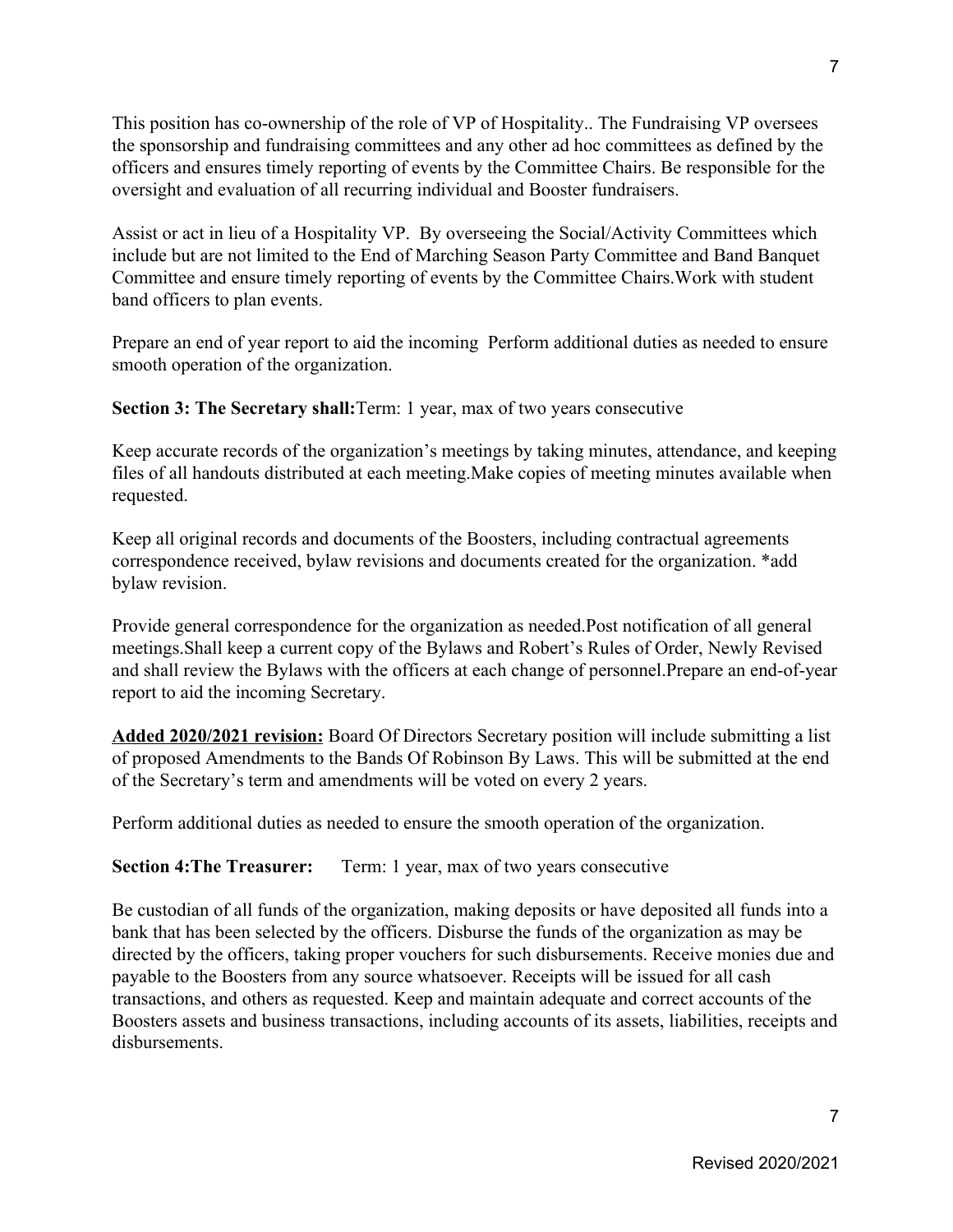This position has co-ownership of the role of VP of Hospitality.. The Fundraising VP oversees the sponsorship and fundraising committees and any other ad hoc committees as defined by the officers and ensures timely reporting of events by the Committee Chairs. Be responsible for the oversight and evaluation of all recurring individual and Booster fundraisers.

Assist or act in lieu of a Hospitality VP. By overseeing the Social/Activity Committees which include but are not limited to the End of Marching Season Party Committee and Band Banquet Committee and ensure timely reporting of events by the Committee Chairs.Work with student band officers to plan events.

Prepare an end of year report to aid the incoming Perform additional duties as needed to ensure smooth operation of the organization.

**Section 3: The Secretary shall:**Term: 1 year, max of two years consecutive

Keep accurate records of the organization's meetings by taking minutes, attendance, and keeping files of all handouts distributed at each meeting.Make copies of meeting minutes available when requested.

Keep all original records and documents of the Boosters, including contractual agreements correspondence received, bylaw revisions and documents created for the organization. *add bylaw revision.

Provide general correspondence for the organization as needed.Post notification of all general meetings.Shall keep a current copy of the Bylaws and Robert's Rules of Order, Newly Revised and shall review the Bylaws with the officers at each change of personnel.Prepare an end-of-year report to aid the incoming Secretary.

<u>**Added 2020/2021 revision:**</u> Board Of Directors Secretary position will include submitting a list of proposed Amendments to the Bands Of Robinson By Laws. This will be submitted at the end of the Secretary's term and amendments will be voted on every 2 years.

Perform additional duties as needed to ensure the smooth operation of the organization.

**Section 4:The Treasurer:** Term: 1 year, max of two years consecutive

Be custodian of all funds of the organization, making deposits or have deposited all funds into a bank that has been selected by the officers. Disburse the funds of the organization as may be directed by the officers, taking proper vouchers for such disbursements. Receive monies due and payable to the Boosters from any source whatsoever. Receipts will be issued for all cash transactions, and others as requested. Keep and maintain adequate and correct accounts of the Boosters assets and business transactions, including accounts of its assets, liabilities, receipts and disbursements.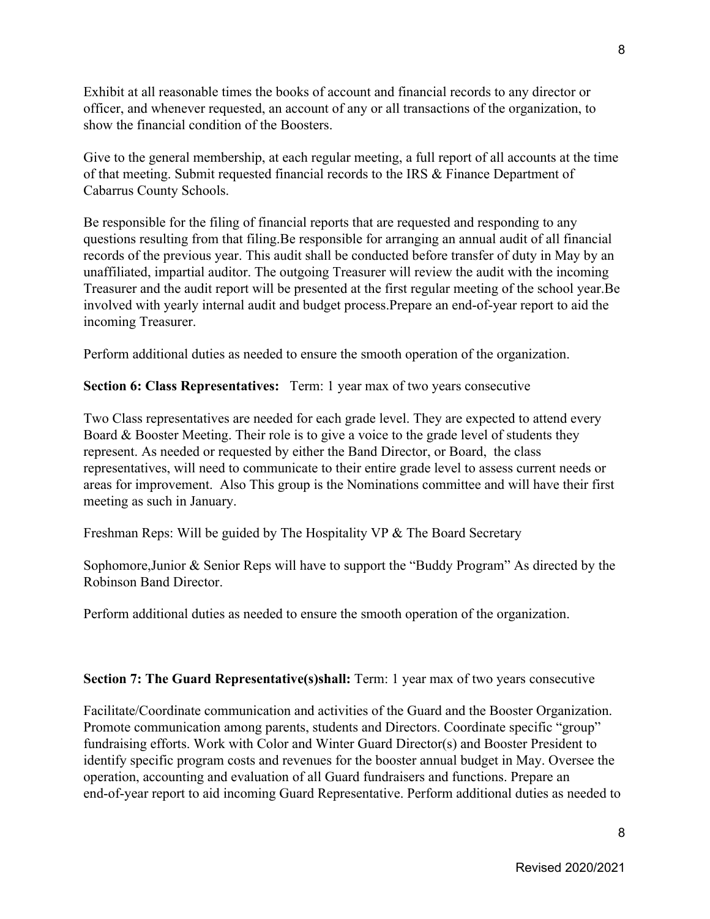Exhibit at all reasonable times the books of account and financial records to any director or officer, and whenever requested, an account of any or all transactions of the organization, to show the financial condition of the Boosters.

Give to the general membership, at each regular meeting, a full report of all accounts at the time of that meeting. Submit requested financial records to the IRS & Finance Department of Cabarrus County Schools.

Be responsible for the filing of financial reports that are requested and responding to any questions resulting from that filing.Be responsible for arranging an annual audit of all financial records of the previous year. This audit shall be conducted before transfer of duty in May by an unaffiliated, impartial auditor. The outgoing Treasurer will review the audit with the incoming Treasurer and the audit report will be presented at the first regular meeting of the school year.Be involved with yearly internal audit and budget process.Prepare an end-of-year report to aid the incoming Treasurer.

Perform additional duties as needed to ensure the smooth operation of the organization.

**Section 6: Class Representatives:** Term: 1 year max of two years consecutive

Two Class representatives are needed for each grade level. They are expected to attend every Board & Booster Meeting. Their role is to give a voice to the grade level of students they represent. As needed or requested by either the Band Director, or Board, the class representatives, will need to communicate to their entire grade level to assess current needs or areas for improvement. Also This group is the Nominations committee and will have their first meeting as such in January.

Freshman Reps: Will be guided by The Hospitality VP & The Board Secretary

Sophomore,Junior & Senior Reps will have to support the "Buddy Program" As directed by the Robinson Band Director.

Perform additional duties as needed to ensure the smooth operation of the organization.

**Section 7: The Guard Representative(s)shall:** Term: 1 year max of two years consecutive

Facilitate/Coordinate communication and activities of the Guard and the Booster Organization. Promote communication among parents, students and Directors. Coordinate specific "group" fundraising efforts. Work with Color and Winter Guard Director(s) and Booster President to identify specific program costs and revenues for the booster annual budget in May. Oversee the operation, accounting and evaluation of all Guard fundraisers and functions. Prepare an end-of-year report to aid incoming Guard Representative. Perform additional duties as needed to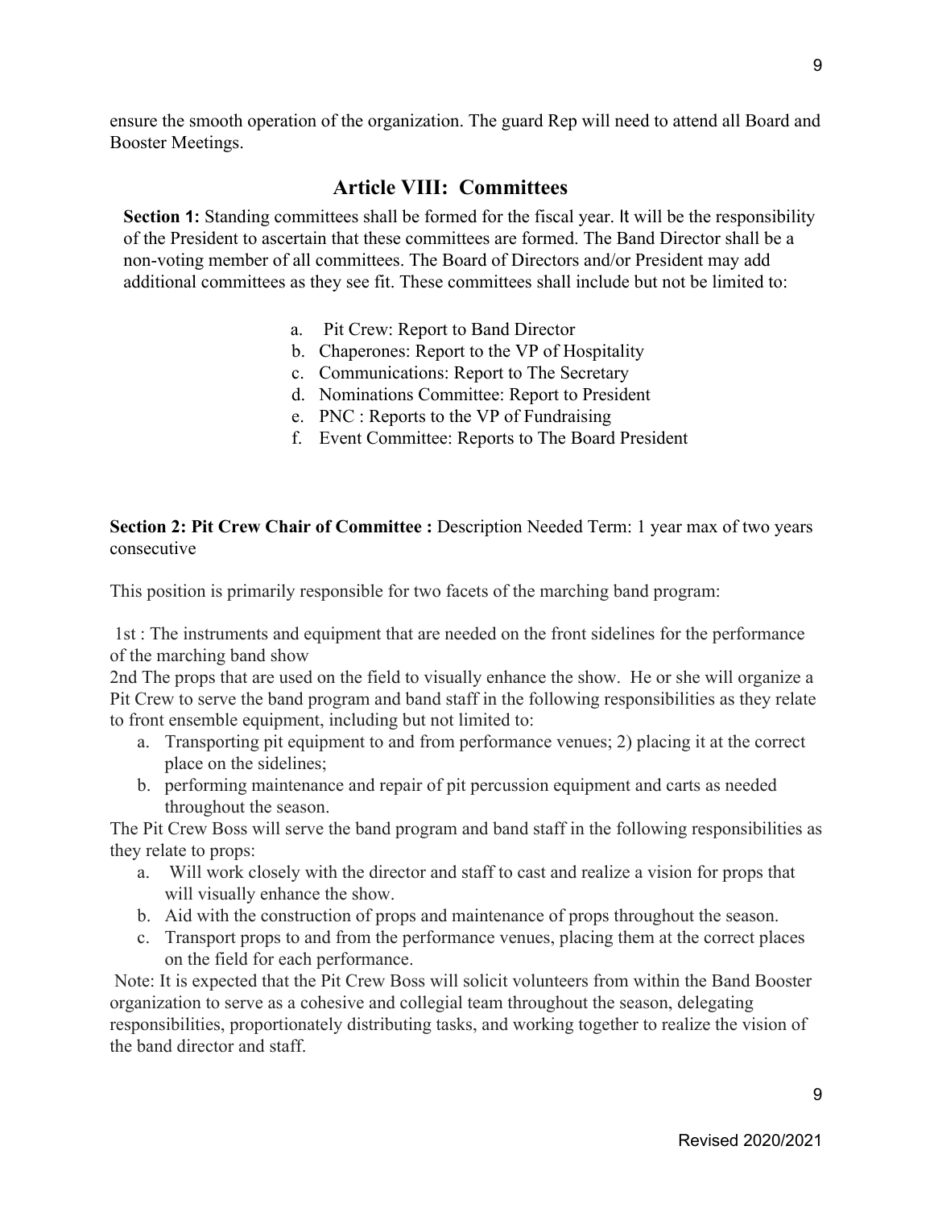ensure the smooth operation of the organization. The guard Rep will need to attend all Board and Booster Meetings.

## Article VIII: Committees

**Section 1:** Standing committees shall be formed for the fiscal year. It will be the responsibility of the President to ascertain that these committees are formed. The Band Director shall be a non-voting member of all committees. The Board of Directors and/or President may add additional committees as they see fit. These committees shall include but not be limited to:

a. Pit Crew: Report to Band Director
b. Chaperones: Report to the VP of Hospitality
c. Communications: Report to The Secretary
d. Nominations Committee: Report to President
e. PNC : Reports to the VP of Fundraising
f. Event Committee: Reports to The Board President

**Section 2: Pit Crew Chair of Committee :** Description Needed Term: 1 year max of two years consecutive

This position is primarily responsible for two facets of the marching band program:

1st : The instruments and equipment that are needed on the front sidelines for the performance of the marching band show

2nd The props that are used on the field to visually enhance the show. He or she will organize a Pit Crew to serve the band program and band staff in the following responsibilities as they relate to front ensemble equipment, including but not limited to:

a. Transporting pit equipment to and from performance venues; 2) placing it at the correct place on the sidelines;
b. performing maintenance and repair of pit percussion equipment and carts as needed throughout the season.

The Pit Crew Boss will serve the band program and band staff in the following responsibilities as they relate to props:

a. Will work closely with the director and staff to cast and realize a vision for props that will visually enhance the show.
b. Aid with the construction of props and maintenance of props throughout the season.
c. Transport props to and from the performance venues, placing them at the correct places on the field for each performance.

Note: It is expected that the Pit Crew Boss will solicit volunteers from within the Band Booster organization to serve as a cohesive and collegial team throughout the season, delegating responsibilities, proportionately distributing tasks, and working together to realize the vision of the band director and staff.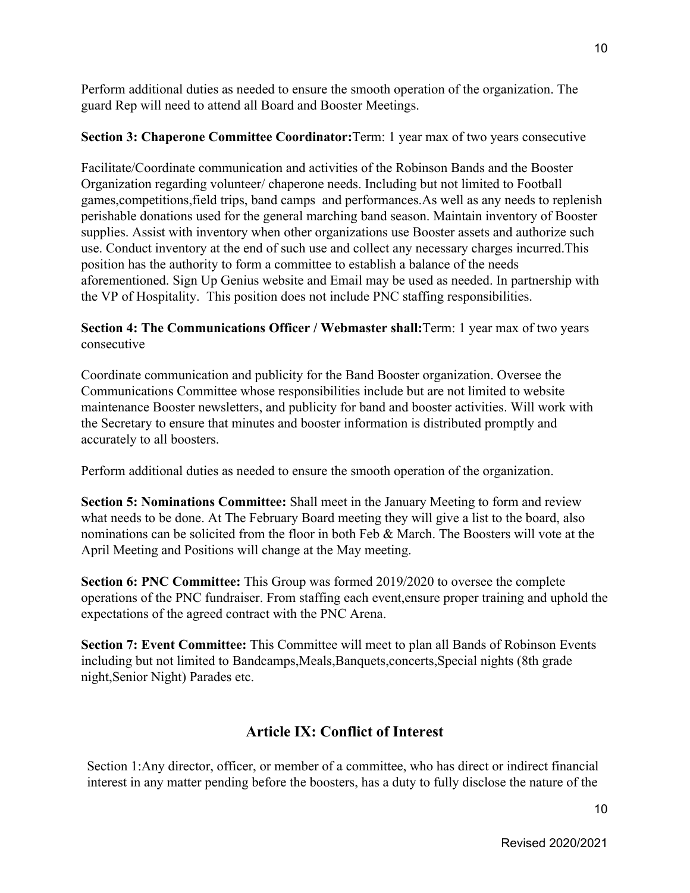Perform additional duties as needed to ensure the smooth operation of the organization. The guard Rep will need to attend all Board and Booster Meetings.

**Section 3: Chaperone Committee Coordinator:**Term: 1 year max of two years consecutive

Facilitate/Coordinate communication and activities of the Robinson Bands and the Booster Organization regarding volunteer/ chaperone needs. Including but not limited to Football games,competitions,field trips, band camps and performances.As well as any needs to replenish perishable donations used for the general marching band season. Maintain inventory of Booster supplies. Assist with inventory when other organizations use Booster assets and authorize such use. Conduct inventory at the end of such use and collect any necessary charges incurred.This position has the authority to form a committee to establish a balance of the needs aforementioned. Sign Up Genius website and Email may be used as needed. In partnership with the VP of Hospitality. This position does not include PNC staffing responsibilities.

**Section 4: The Communications Officer / Webmaster shall:**Term: 1 year max of two years consecutive

Coordinate communication and publicity for the Band Booster organization. Oversee the Communications Committee whose responsibilities include but are not limited to website maintenance Booster newsletters, and publicity for band and booster activities. Will work with the Secretary to ensure that minutes and booster information is distributed promptly and accurately to all boosters.

Perform additional duties as needed to ensure the smooth operation of the organization.

**Section 5: Nominations Committee:** Shall meet in the January Meeting to form and review what needs to be done. At The February Board meeting they will give a list to the board, also nominations can be solicited from the floor in both Feb & March. The Boosters will vote at the April Meeting and Positions will change at the May meeting.

**Section 6: PNC Committee:** This Group was formed 2019/2020 to oversee the complete operations of the PNC fundraiser. From staffing each event,ensure proper training and uphold the expectations of the agreed contract with the PNC Arena.

**Section 7: Event Committee:** This Committee will meet to plan all Bands of Robinson Events including but not limited to Bandcamps,Meals,Banquets,concerts,Special nights (8th grade night,Senior Night) Parades etc.

## Article IX: Conflict of Interest

Section 1:Any director, officer, or member of a committee, who has direct or indirect financial interest in any matter pending before the boosters, has a duty to fully disclose the nature of the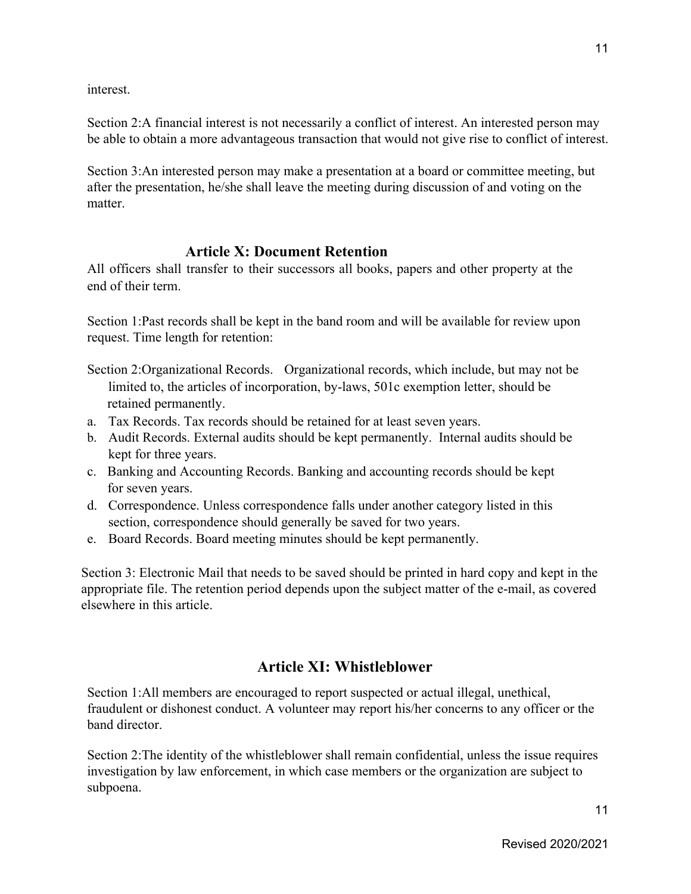interest.

Section 2:A financial interest is not necessarily a conflict of interest. An interested person may be able to obtain a more advantageous transaction that would not give rise to conflict of interest.

Section 3:An interested person may make a presentation at a board or committee meeting, but after the presentation, he/she shall leave the meeting during discussion of and voting on the matter.

## Article X: Document Retention

All officers shall transfer to their successors all books, papers and other property at the end of their term.

Section 1:Past records shall be kept in the band room and will be available for review upon request. Time length for retention:

Section 2:Organizational Records. Organizational records, which include, but may not be limited to, the articles of incorporation, by-laws, 501c exemption letter, should be retained permanently.

a. Tax Records. Tax records should be retained for at least seven years.
b. Audit Records. External audits should be kept permanently. Internal audits should be kept for three years.
c. Banking and Accounting Records. Banking and accounting records should be kept for seven years.
d. Correspondence. Unless correspondence falls under another category listed in this section, correspondence should generally be saved for two years.
e. Board Records. Board meeting minutes should be kept permanently.

Section 3: Electronic Mail that needs to be saved should be printed in hard copy and kept in the appropriate file. The retention period depends upon the subject matter of the e-mail, as covered elsewhere in this article.

## Article XI: Whistleblower

Section 1:All members are encouraged to report suspected or actual illegal, unethical, fraudulent or dishonest conduct. A volunteer may report his/her concerns to any officer or the band director.

Section 2:The identity of the whistleblower shall remain confidential, unless the issue requires investigation by law enforcement, in which case members or the organization are subject to subpoena.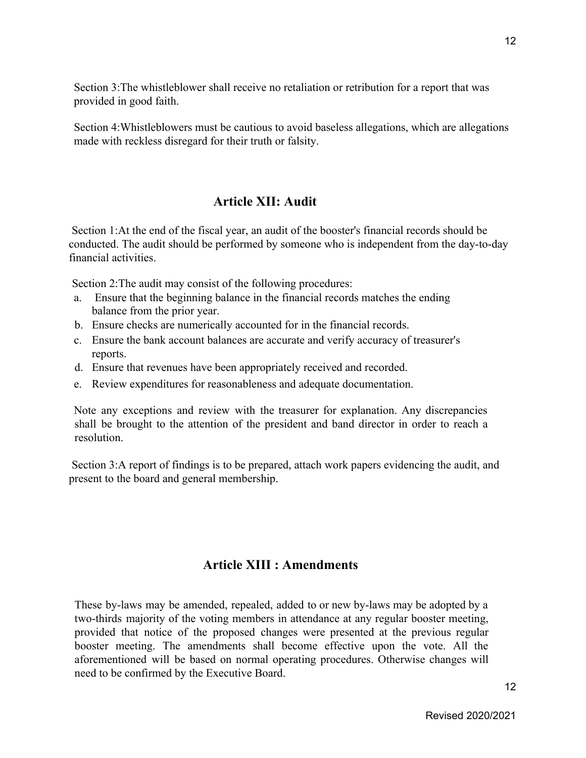Section 3:The whistleblower shall receive no retaliation or retribution for a report that was provided in good faith.

Section 4:Whistleblowers must be cautious to avoid baseless allegations, which are allegations made with reckless disregard for their truth or falsity.

## Article XII: Audit

Section 1:At the end of the fiscal year, an audit of the booster's financial records should be conducted. The audit should be performed by someone who is independent from the day-to-day financial activities.

Section 2:The audit may consist of the following procedures:

a. Ensure that the beginning balance in the financial records matches the ending balance from the prior year.
b. Ensure checks are numerically accounted for in the financial records.
c. Ensure the bank account balances are accurate and verify accuracy of treasurer's reports.
d. Ensure that revenues have been appropriately received and recorded.
e. Review expenditures for reasonableness and adequate documentation.

Note any exceptions and review with the treasurer for explanation. Any discrepancies shall be brought to the attention of the president and band director in order to reach a resolution.

Section 3:A report of findings is to be prepared, attach work papers evidencing the audit, and present to the board and general membership.

## Article XIII : Amendments

These by-laws may be amended, repealed, added to or new by-laws may be adopted by a two-thirds majority of the voting members in attendance at any regular booster meeting, provided that notice of the proposed changes were presented at the previous regular booster meeting. The amendments shall become effective upon the vote. All the aforementioned will be based on normal operating procedures. Otherwise changes will need to be confirmed by the Executive Board.

Revised 2020/2021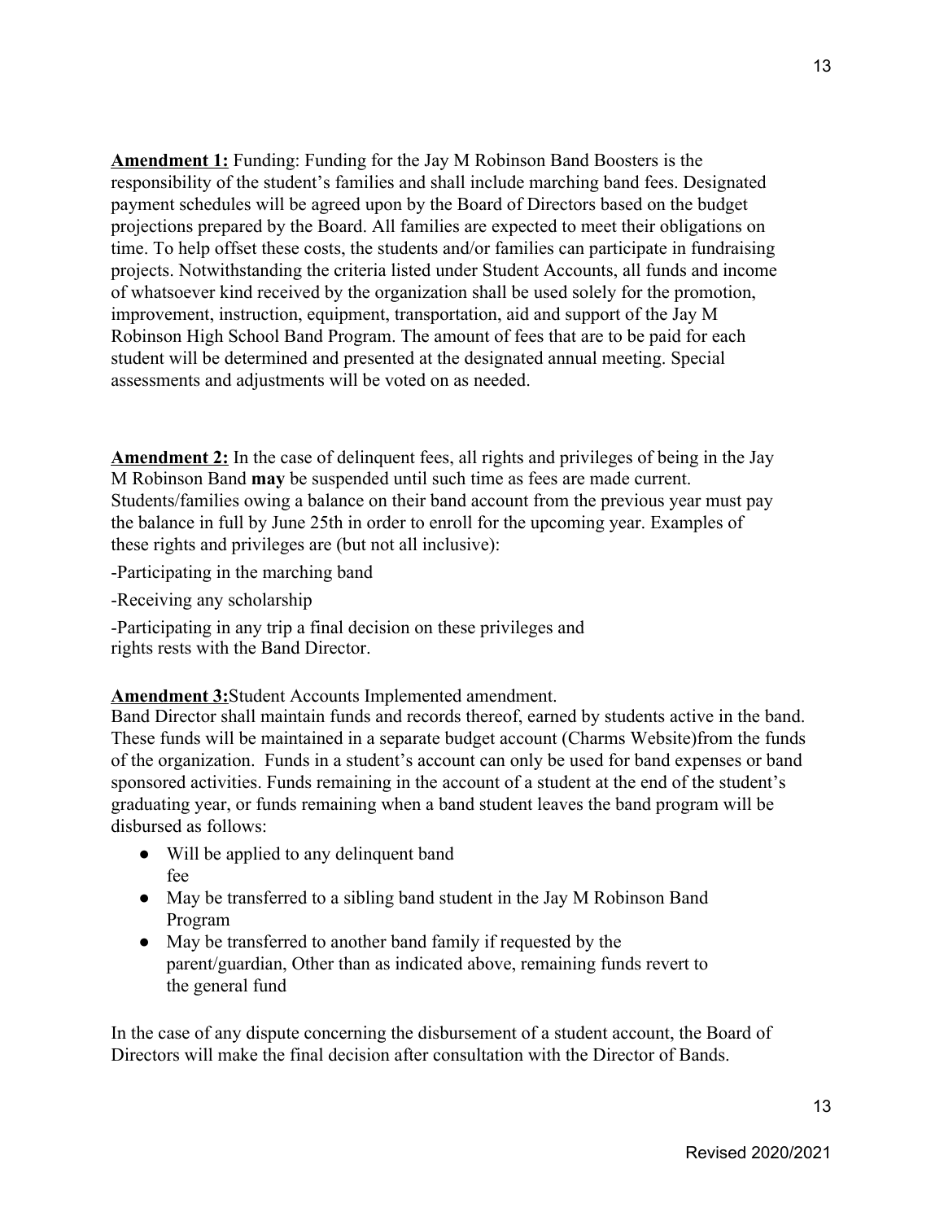**<u>Amendment 1:</u>** Funding: Funding for the Jay M Robinson Band Boosters is the responsibility of the student's families and shall include marching band fees. Designated payment schedules will be agreed upon by the Board of Directors based on the budget projections prepared by the Board. All families are expected to meet their obligations on time. To help offset these costs, the students and/or families can participate in fundraising projects. Notwithstanding the criteria listed under Student Accounts, all funds and income of whatsoever kind received by the organization shall be used solely for the promotion, improvement, instruction, equipment, transportation, aid and support of the Jay M Robinson High School Band Program. The amount of fees that are to be paid for each student will be determined and presented at the designated annual meeting. Special assessments and adjustments will be voted on as needed.

**<u>Amendment 2:</u>** In the case of delinquent fees, all rights and privileges of being in the Jay M Robinson Band **may** be suspended until such time as fees are made current. Students/families owing a balance on their band account from the previous year must pay the balance in full by June 25th in order to enroll for the upcoming year. Examples of these rights and privileges are (but not all inclusive):

-Participating in the marching band

-Receiving any scholarship

-Participating in any trip a final decision on these privileges and rights rests with the Band Director.

**<u>Amendment 3:</u>**Student Accounts Implemented amendment.
Band Director shall maintain funds and records thereof, earned by students active in the band. These funds will be maintained in a separate budget account (Charms Website)from the funds of the organization. Funds in a student's account can only be used for band expenses or band sponsored activities. Funds remaining in the account of a student at the end of the student's graduating year, or funds remaining when a band student leaves the band program will be disbursed as follows:

- Will be applied to any delinquent band fee
- May be transferred to a sibling band student in the Jay M Robinson Band Program
- May be transferred to another band family if requested by the parent/guardian, Other than as indicated above, remaining funds revert to the general fund

In the case of any dispute concerning the disbursement of a student account, the Board of Directors will make the final decision after consultation with the Director of Bands.

Revised 2020/2021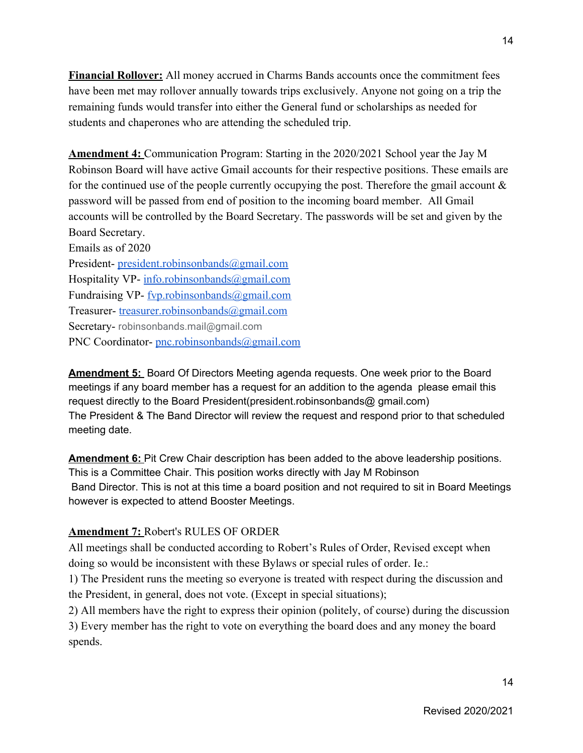**<u>Financial Rollover:</u>** All money accrued in Charms Bands accounts once the commitment fees have been met may rollover annually towards trips exclusively. Anyone not going on a trip the remaining funds would transfer into either the General fund or scholarships as needed for students and chaperones who are attending the scheduled trip.

**<u>Amendment 4:</u>** Communication Program: Starting in the 2020/2021 School year the Jay M Robinson Board will have active Gmail accounts for their respective positions. These emails are for the continued use of the people currently occupying the post. Therefore the gmail account & password will be passed from end of position to the incoming board member. All Gmail accounts will be controlled by the Board Secretary. The passwords will be set and given by the Board Secretary.

Emails as of 2020

President- president.robinsonbands@gmail.com
Hospitality VP- info.robinsonbands@gmail.com
Fundraising VP- fvp.robinsonbands@gmail.com
Treasurer- treasurer.robinsonbands@gmail.com
Secretary- robinsonbands.mail@gmail.com
PNC Coordinator- pnc.robinsonbands@gmail.com

**<u>Amendment 5:</u>** Board Of Directors Meeting agenda requests. One week prior to the Board meetings if any board member has a request for an addition to the agenda please email this request directly to the Board President(president.robinsonbands@ gmail.com)
The President & The Band Director will review the request and respond prior to that scheduled meeting date.

**<u>Amendment 6:</u>** Pit Crew Chair description has been added to the above leadership positions. This is a Committee Chair. This position works directly with Jay M Robinson Band Director. This is not at this time a board position and not required to sit in Board Meetings however is expected to attend Booster Meetings.

**<u>Amendment 7:</u>** Robert's RULES OF ORDER

All meetings shall be conducted according to Robert's Rules of Order, Revised except when doing so would be inconsistent with these Bylaws or special rules of order. Ie.:

1) The President runs the meeting so everyone is treated with respect during the discussion and the President, in general, does not vote. (Except in special situations);
2) All members have the right to express their opinion (politely, of course) during the discussion
3) Every member has the right to vote on everything the board does and any money the board spends.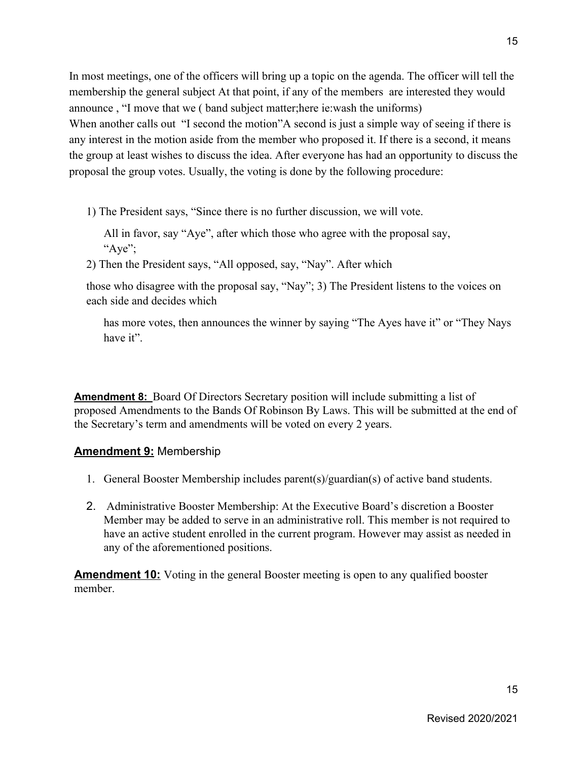In most meetings, one of the officers will bring up a topic on the agenda. The officer will tell the membership the general subject At that point, if any of the members are interested they would announce , "I move that we ( band subject matter;here ie:wash the uniforms)
When another calls out "I second the motion"A second is just a simple way of seeing if there is any interest in the motion aside from the member who proposed it. If there is a second, it means the group at least wishes to discuss the idea. After everyone has had an opportunity to discuss the proposal the group votes. Usually, the voting is done by the following procedure:

1) The President says, "Since there is no further discussion, we will vote.

All in favor, say "Aye", after which those who agree with the proposal say, "Aye";

2) Then the President says, "All opposed, say, "Nay". After which

those who disagree with the proposal say, "Nay"; 3) The President listens to the voices on each side and decides which

has more votes, then announces the winner by saying "The Ayes have it" or "They Nays have it".

**Amendment 8:** Board Of Directors Secretary position will include submitting a list of proposed Amendments to the Bands Of Robinson By Laws. This will be submitted at the end of the Secretary's term and amendments will be voted on every 2 years.

**Amendment 9:** Membership

1. General Booster Membership includes parent(s)/guardian(s) of active band students.
2. Administrative Booster Membership: At the Executive Board's discretion a Booster Member may be added to serve in an administrative roll. This member is not required to have an active student enrolled in the current program. However may assist as needed in any of the aforementioned positions.

**Amendment 10:** Voting in the general Booster meeting is open to any qualified booster member.

Revised 2020/2021